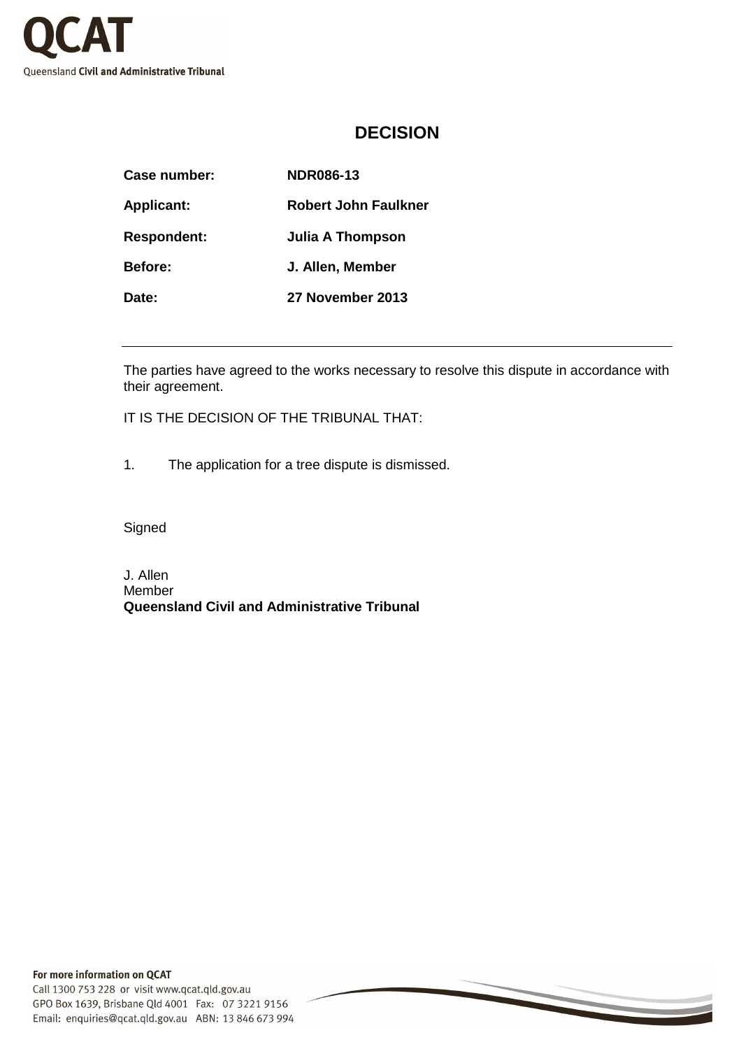# DECISION

| | |
|---|---|
| **Case number:** | **NDR086-13** |
| **Applicant:** | **Robert John Faulkner** |
| **Respondent:** | **Julia A Thompson** |
| **Before:** | **J. Allen, Member** |
| **Date:** | **27 November 2013** |

---

The parties have agreed to the works necessary to resolve this dispute in accordance with their agreement.

IT IS THE DECISION OF THE TRIBUNAL THAT:

1. The application for a tree dispute is dismissed.

Signed

J. Allen
Member
**Queensland Civil and Administrative Tribunal**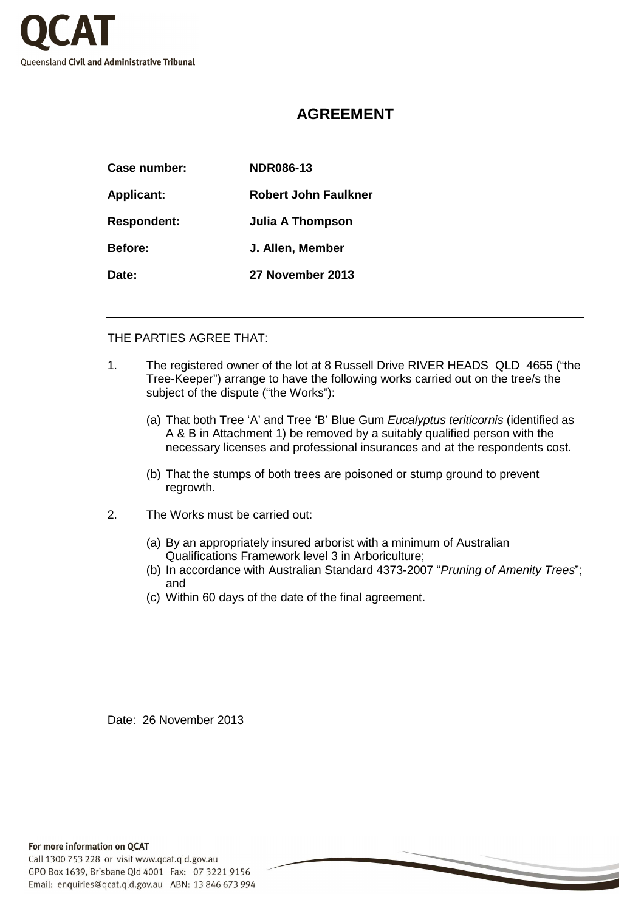# AGREEMENT

| | |
|---|---|
| **Case number:** | **NDR086-13** |
| **Applicant:** | **Robert John Faulkner** |
| **Respondent:** | **Julia A Thompson** |
| **Before:** | **J. Allen, Member** |
| **Date:** | **27 November 2013** |

---

THE PARTIES AGREE THAT:

1. The registered owner of the lot at 8 Russell Drive RIVER HEADS QLD 4655 ("the Tree-Keeper") arrange to have the following works carried out on the tree/s the subject of the dispute ("the Works"):

   (a) That both Tree 'A' and Tree 'B' Blue Gum *Eucalyptus teriticornis* (identified as A & B in Attachment 1) be removed by a suitably qualified person with the necessary licenses and professional insurances and at the respondents cost.

   (b) That the stumps of both trees are poisoned or stump ground to prevent regrowth.

2. The Works must be carried out:

   (a) By an appropriately insured arborist with a minimum of Australian Qualifications Framework level 3 in Arboriculture;
   (b) In accordance with Australian Standard 4373-2007 "*Pruning of Amenity Trees*"; and
   (c) Within 60 days of the date of the final agreement.

Date: 26 November 2013